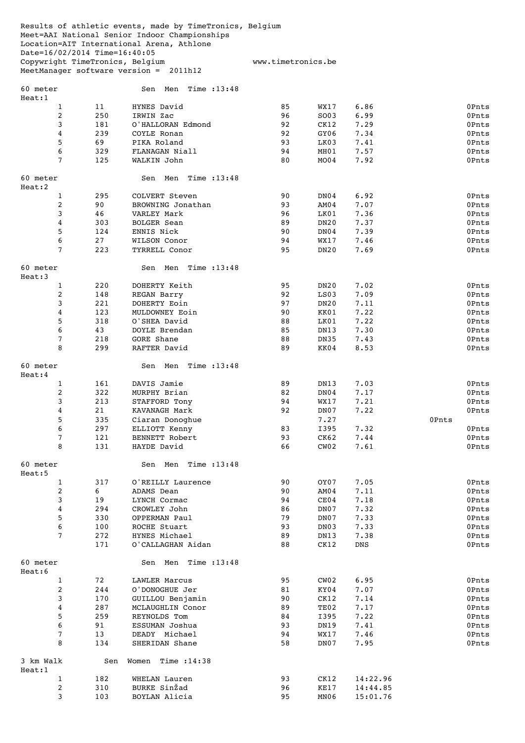Results of athletic events, made by TimeTronics, Belgium
Meet=AAI National Senior Indoor Championships
Location=AIT International Arena, Athlone
Date=16/02/2014 Time=16:40:05
Copywright TimeTronics, Belgium www.timetronics.be
MeetManager software version = 2011h12

## 60 meter Sen Men Time :13:48

Heat:1

| Place | No. | Name | Year | Club | Time | Points |
|---|---|---|---|---|---|---|
| 1 | 11 | HYNES David | 85 | WX17 | 6.86 | 0Pnts |
| 2 | 250 | IRWIN Zac | 96 | SO03 | 6.99 | 0Pnts |
| 3 | 181 | O'HALLORAN Edmond | 92 | CK12 | 7.29 | 0Pnts |
| 4 | 239 | COYLE Ronan | 92 | GY06 | 7.34 | 0Pnts |
| 5 | 69 | PIKA Roland | 93 | LK03 | 7.41 | 0Pnts |
| 6 | 329 | FLANAGAN Niall | 94 | MH01 | 7.57 | 0Pnts |
| 7 | 125 | WALKIN John | 80 | MO04 | 7.92 | 0Pnts |

## 60 meter Sen Men Time :13:48

Heat:2

| Place | No. | Name | Year | Club | Time | Points |
|---|---|---|---|---|---|---|
| 1 | 295 | COLVERT Steven | 90 | DN04 | 6.92 | 0Pnts |
| 2 | 90 | BROWNING Jonathan | 93 | AM04 | 7.07 | 0Pnts |
| 3 | 46 | VARLEY Mark | 96 | LK01 | 7.36 | 0Pnts |
| 4 | 303 | BOLGER Sean | 89 | DN20 | 7.37 | 0Pnts |
| 5 | 124 | ENNIS Nick | 90 | DN04 | 7.39 | 0Pnts |
| 6 | 27 | WILSON Conor | 94 | WX17 | 7.46 | 0Pnts |
| 7 | 223 | TYRRELL Conor | 95 | DN20 | 7.69 | 0Pnts |

## 60 meter Sen Men Time :13:48

Heat:3

| Place | No. | Name | Year | Club | Time | Points |
|---|---|---|---|---|---|---|
| 1 | 220 | DOHERTY Keith | 95 | DN20 | 7.02 | 0Pnts |
| 2 | 148 | REGAN Barry | 92 | LS03 | 7.09 | 0Pnts |
| 3 | 221 | DOHERTY Eoin | 97 | DN20 | 7.11 | 0Pnts |
| 4 | 123 | MULDOWNEY Eoin | 90 | KK01 | 7.22 | 0Pnts |
| 5 | 318 | O'SHEA David | 88 | LK01 | 7.22 | 0Pnts |
| 6 | 43 | DOYLE Brendan | 85 | DN13 | 7.30 | 0Pnts |
| 7 | 218 | GORE Shane | 88 | DN35 | 7.43 | 0Pnts |
| 8 | 299 | RAFTER David | 89 | KK04 | 8.53 | 0Pnts |

## 60 meter Sen Men Time :13:48

Heat:4

| Place | No. | Name | Year | Club | Time | Points |
|---|---|---|---|---|---|---|
| 1 | 161 | DAVIS Jamie | 89 | DN13 | 7.03 | 0Pnts |
| 2 | 322 | MURPHY Brian | 82 | DN04 | 7.17 | 0Pnts |
| 3 | 213 | STAFFORD Tony | 94 | WX17 | 7.21 | 0Pnts |
| 4 | 21 | KAVANAGH Mark | 92 | DN07 | 7.22 | 0Pnts |
| 5 | 335 | Ciaran Donoghue | | 7.27 | | 0Pnts |
| 6 | 297 | ELLIOTT Kenny | 83 | I395 | 7.32 | 0Pnts |
| 7 | 121 | BENNETT Robert | 93 | CK62 | 7.44 | 0Pnts |
| 8 | 131 | HAYDE David | 66 | CW02 | 7.61 | 0Pnts |

## 60 meter Sen Men Time :13:48

Heat:5

| Place | No. | Name | Year | Club | Time | Points |
|---|---|---|---|---|---|---|
| 1 | 317 | O'REILLY Laurence | 90 | OY07 | 7.05 | 0Pnts |
| 2 | 6 | ADAMS Dean | 90 | AM04 | 7.11 | 0Pnts |
| 3 | 19 | LYNCH Cormac | 94 | CE04 | 7.18 | 0Pnts |
| 4 | 294 | CROWLEY John | 86 | DN07 | 7.32 | 0Pnts |
| 5 | 330 | OPPERMAN Paul | 79 | DN07 | 7.33 | 0Pnts |
| 6 | 100 | ROCHE Stuart | 93 | DN03 | 7.33 | 0Pnts |
| 7 | 272 | HYNES Michael | 89 | DN13 | 7.38 | 0Pnts |
| | 171 | O'CALLAGHAN Aidan | 88 | CK12 | DNS | 0Pnts |

## 60 meter Sen Men Time :13:48

Heat:6

| Place | No. | Name | Year | Club | Time | Points |
|---|---|---|---|---|---|---|
| 1 | 72 | LAWLER Marcus | 95 | CW02 | 6.95 | 0Pnts |
| 2 | 244 | O'DONOGHUE Jer | 81 | KY04 | 7.07 | 0Pnts |
| 3 | 170 | GUILLOU Benjamin | 90 | CK12 | 7.14 | 0Pnts |
| 4 | 287 | MCLAUGHLIN Conor | 89 | TE02 | 7.17 | 0Pnts |
| 5 | 259 | REYNOLDS Tom | 84 | I395 | 7.22 | 0Pnts |
| 6 | 91 | ESSUMAN Joshua | 93 | DN19 | 7.41 | 0Pnts |
| 7 | 13 | DEADY Michael | 94 | WX17 | 7.46 | 0Pnts |
| 8 | 134 | SHERIDAN Shane | 58 | DN07 | 7.95 | 0Pnts |

## 3 km Walk Sen Women Time :14:38

Heat:1

| Place | No. | Name | Year | Club | Time |
|---|---|---|---|---|---|
| 1 | 182 | WHELAN Lauren | 93 | CK12 | 14:22.96 |
| 2 | 310 | BURKE SinŽad | 96 | KE17 | 14:44.85 |
| 3 | 103 | BOYLAN Alicia | 95 | MN06 | 15:01.76 |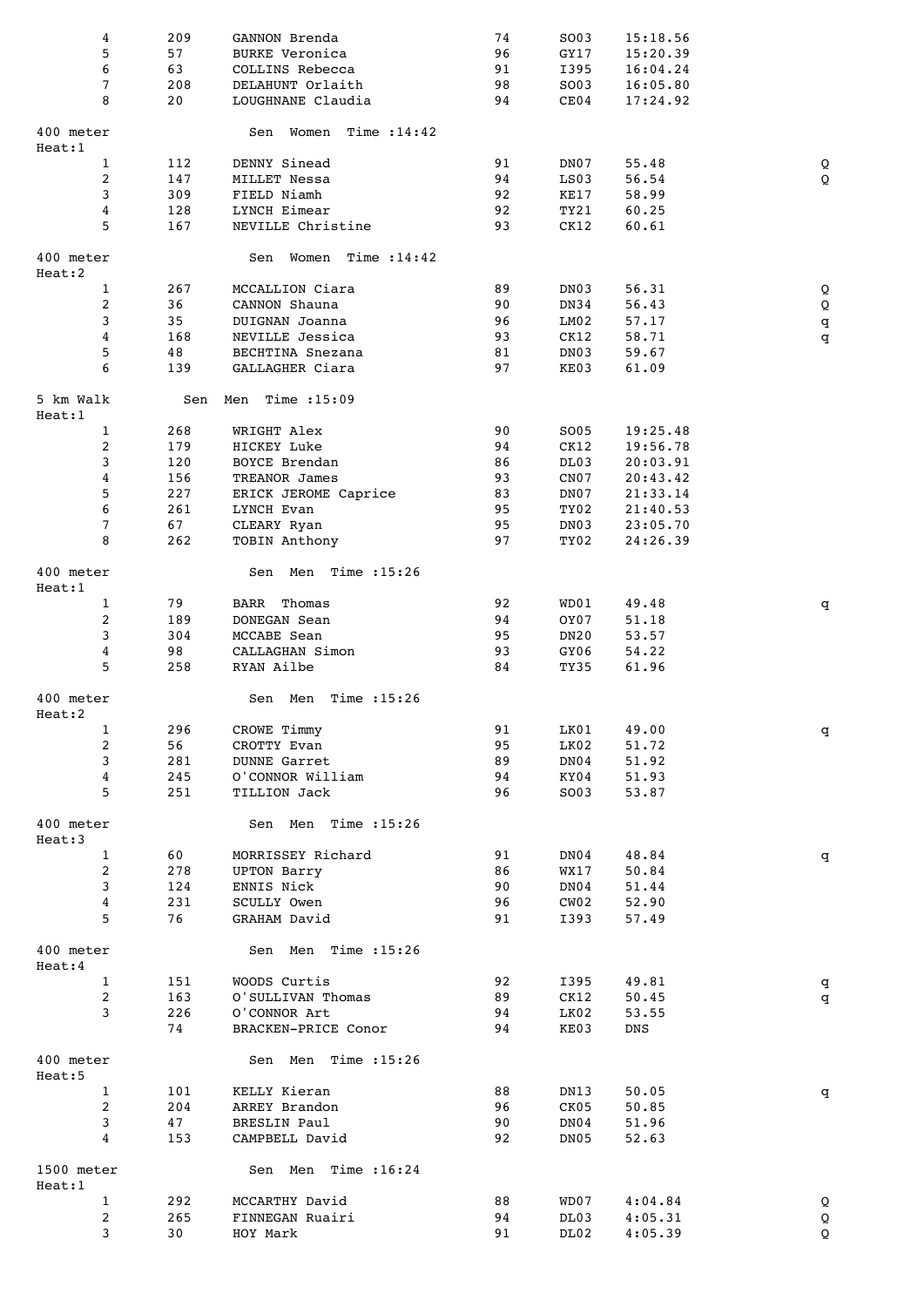| | | | | | | |
|---|---|---|---|---|---|---|
| 4 | 209 | GANNON Brenda | 74 | SO03 | 15:18.56 | |
| 5 | 57 | BURKE Veronica | 96 | GY17 | 15:20.39 | |
| 6 | 63 | COLLINS Rebecca | 91 | I395 | 16:04.24 | |
| 7 | 208 | DELAHUNT Orlaith | 98 | SO03 | 16:05.80 | |
| 8 | 20 | LOUGHNANE Claudia | 94 | CE04 | 17:24.92 | |

400 meter — Sen Women Time :14:42

Heat:1

| | | | | | | |
|---|---|---|---|---|---|---|
| 1 | 112 | DENNY Sinead | 91 | DN07 | 55.48 | Q |
| 2 | 147 | MILLET Nessa | 94 | LS03 | 56.54 | Q |
| 3 | 309 | FIELD Niamh | 92 | KE17 | 58.99 | |
| 4 | 128 | LYNCH Eimear | 92 | TY21 | 60.25 | |
| 5 | 167 | NEVILLE Christine | 93 | CK12 | 60.61 | |

400 meter — Sen Women Time :14:42

Heat:2

| | | | | | | |
|---|---|---|---|---|---|---|
| 1 | 267 | MCCALLION Ciara | 89 | DN03 | 56.31 | Q |
| 2 | 36 | CANNON Shauna | 90 | DN34 | 56.43 | Q |
| 3 | 35 | DUIGNAN Joanna | 96 | LM02 | 57.17 | q |
| 4 | 168 | NEVILLE Jessica | 93 | CK12 | 58.71 | q |
| 5 | 48 | BECHTINA Snezana | 81 | DN03 | 59.67 | |
| 6 | 139 | GALLAGHER Ciara | 97 | KE03 | 61.09 | |

5 km Walk — Sen Men Time :15:09

Heat:1

| | | | | | | |
|---|---|---|---|---|---|---|
| 1 | 268 | WRIGHT Alex | 90 | SO05 | 19:25.48 | |
| 2 | 179 | HICKEY Luke | 94 | CK12 | 19:56.78 | |
| 3 | 120 | BOYCE Brendan | 86 | DL03 | 20:03.91 | |
| 4 | 156 | TREANOR James | 93 | CN07 | 20:43.42 | |
| 5 | 227 | ERICK JEROME Caprice | 83 | DN07 | 21:33.14 | |
| 6 | 261 | LYNCH Evan | 95 | TY02 | 21:40.53 | |
| 7 | 67 | CLEARY Ryan | 95 | DN03 | 23:05.70 | |
| 8 | 262 | TOBIN Anthony | 97 | TY02 | 24:26.39 | |

400 meter — Sen Men Time :15:26

Heat:1

| | | | | | | |
|---|---|---|---|---|---|---|
| 1 | 79 | BARR Thomas | 92 | WD01 | 49.48 | q |
| 2 | 189 | DONEGAN Sean | 94 | OY07 | 51.18 | |
| 3 | 304 | MCCABE Sean | 95 | DN20 | 53.57 | |
| 4 | 98 | CALLAGHAN Simon | 93 | GY06 | 54.22 | |
| 5 | 258 | RYAN Ailbe | 84 | TY35 | 61.96 | |

400 meter — Sen Men Time :15:26

Heat:2

| | | | | | | |
|---|---|---|---|---|---|---|
| 1 | 296 | CROWE Timmy | 91 | LK01 | 49.00 | q |
| 2 | 56 | CROTTY Evan | 95 | LK02 | 51.72 | |
| 3 | 281 | DUNNE Garret | 89 | DN04 | 51.92 | |
| 4 | 245 | O'CONNOR William | 94 | KY04 | 51.93 | |
| 5 | 251 | TILLION Jack | 96 | SO03 | 53.87 | |

400 meter — Sen Men Time :15:26

Heat:3

| | | | | | | |
|---|---|---|---|---|---|---|
| 1 | 60 | MORRISSEY Richard | 91 | DN04 | 48.84 | q |
| 2 | 278 | UPTON Barry | 86 | WX17 | 50.84 | |
| 3 | 124 | ENNIS Nick | 90 | DN04 | 51.44 | |
| 4 | 231 | SCULLY Owen | 96 | CW02 | 52.90 | |
| 5 | 76 | GRAHAM David | 91 | I393 | 57.49 | |

400 meter — Sen Men Time :15:26

Heat:4

| | | | | | | |
|---|---|---|---|---|---|---|
| 1 | 151 | WOODS Curtis | 92 | I395 | 49.81 | q |
| 2 | 163 | O'SULLIVAN Thomas | 89 | CK12 | 50.45 | q |
| 3 | 226 | O'CONNOR Art | 94 | LK02 | 53.55 | |
| | 74 | BRACKEN-PRICE Conor | 94 | KE03 | DNS | |

400 meter — Sen Men Time :15:26

Heat:5

| | | | | | | |
|---|---|---|---|---|---|---|
| 1 | 101 | KELLY Kieran | 88 | DN13 | 50.05 | q |
| 2 | 204 | ARREY Brandon | 96 | CK05 | 50.85 | |
| 3 | 47 | BRESLIN Paul | 90 | DN04 | 51.96 | |
| 4 | 153 | CAMPBELL David | 92 | DN05 | 52.63 | |

1500 meter — Sen Men Time :16:24

Heat:1

| | | | | | | |
|---|---|---|---|---|---|---|
| 1 | 292 | MCCARTHY David | 88 | WD07 | 4:04.84 | Q |
| 2 | 265 | FINNEGAN Ruairi | 94 | DL03 | 4:05.31 | Q |
| 3 | 30 | HOY Mark | 91 | DL02 | 4:05.39 | Q |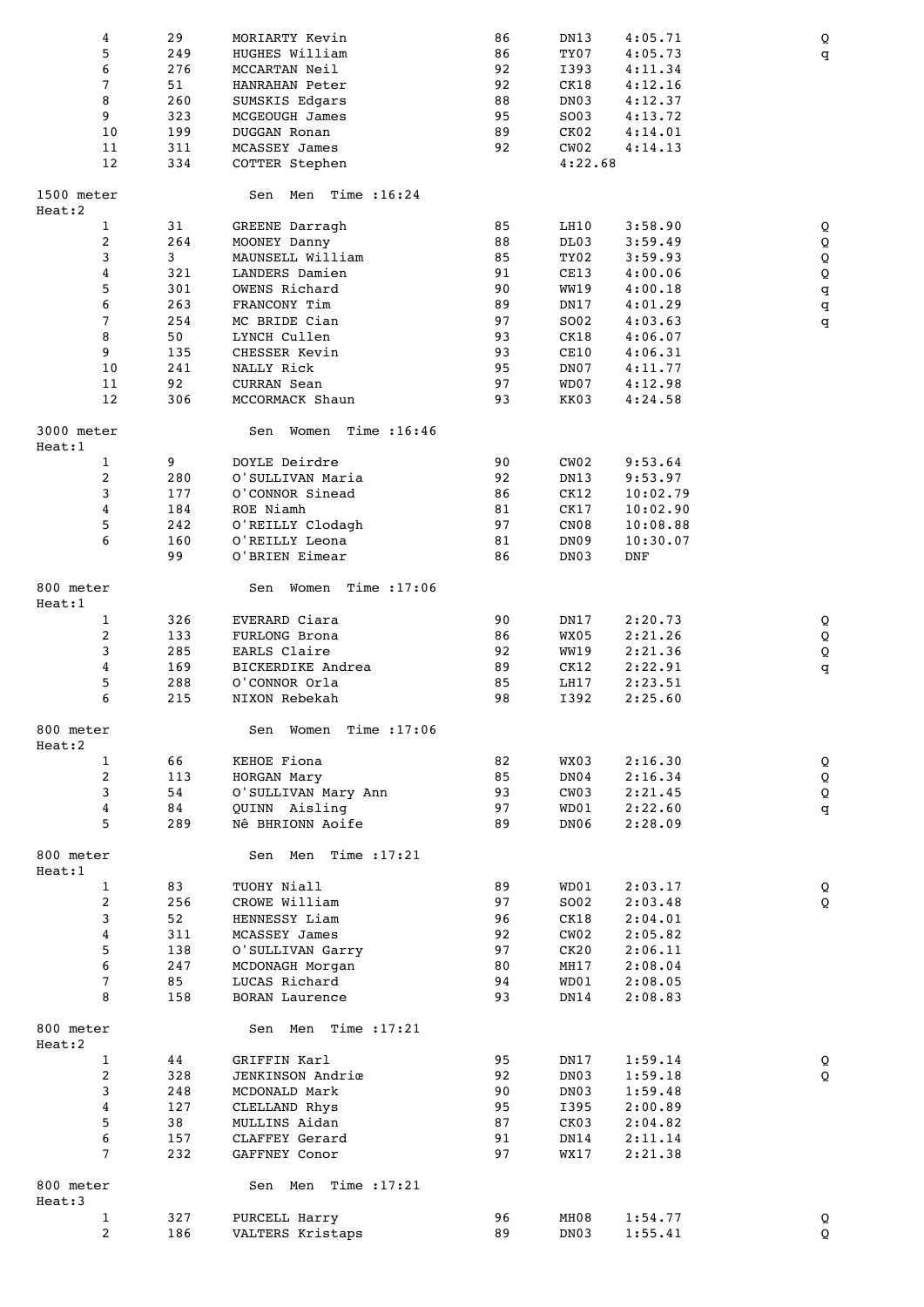| | | | | | | |
|---|---|---|---|---|---|---|
| 4 | 29 | MORIARTY Kevin | 86 | DN13 | 4:05.71 | Q |
| 5 | 249 | HUGHES William | 86 | TY07 | 4:05.73 | q |
| 6 | 276 | MCCARTAN Neil | 92 | I393 | 4:11.34 | |
| 7 | 51 | HANRAHAN Peter | 92 | CK18 | 4:12.16 | |
| 8 | 260 | SUMSKIS Edgars | 88 | DN03 | 4:12.37 | |
| 9 | 323 | MCGEOUGH James | 95 | SO03 | 4:13.72 | |
| 10 | 199 | DUGGAN Ronan | 89 | CK02 | 4:14.01 | |
| 11 | 311 | MCASSEY James | 92 | CW02 | 4:14.13 | |
| 12 | 334 | COTTER Stephen | | 4:22.68 | | |

## 1500 meter — Sen Men Time :16:24

Heat:2

| | | | | | | |
|---|---|---|---|---|---|---|
| 1 | 31 | GREENE Darragh | 85 | LH10 | 3:58.90 | Q |
| 2 | 264 | MOONEY Danny | 88 | DL03 | 3:59.49 | Q |
| 3 | 3 | MAUNSELL William | 85 | TY02 | 3:59.93 | Q |
| 4 | 321 | LANDERS Damien | 91 | CE13 | 4:00.06 | Q |
| 5 | 301 | OWENS Richard | 90 | WW19 | 4:00.18 | q |
| 6 | 263 | FRANCONY Tim | 89 | DN17 | 4:01.29 | q |
| 7 | 254 | MC BRIDE Cian | 97 | SO02 | 4:03.63 | q |
| 8 | 50 | LYNCH Cullen | 93 | CK18 | 4:06.07 | |
| 9 | 135 | CHESSER Kevin | 93 | CE10 | 4:06.31 | |
| 10 | 241 | NALLY Rick | 95 | DN07 | 4:11.77 | |
| 11 | 92 | CURRAN Sean | 97 | WD07 | 4:12.98 | |
| 12 | 306 | MCCORMACK Shaun | 93 | KK03 | 4:24.58 | |

## 3000 meter — Sen Women Time :16:46

Heat:1

| | | | | | |
|---|---|---|---|---|---|
| 1 | 9 | DOYLE Deirdre | 90 | CW02 | 9:53.64 |
| 2 | 280 | O'SULLIVAN Maria | 92 | DN13 | 9:53.97 |
| 3 | 177 | O'CONNOR Sinead | 86 | CK12 | 10:02.79 |
| 4 | 184 | ROE Niamh | 81 | CK17 | 10:02.90 |
| 5 | 242 | O'REILLY Clodagh | 97 | CN08 | 10:08.88 |
| 6 | 160 | O'REILLY Leona | 81 | DN09 | 10:30.07 |
| | 99 | O'BRIEN Eimear | 86 | DN03 | DNF |

## 800 meter — Sen Women Time :17:06

Heat:1

| | | | | | | |
|---|---|---|---|---|---|---|
| 1 | 326 | EVERARD Ciara | 90 | DN17 | 2:20.73 | Q |
| 2 | 133 | FURLONG Brona | 86 | WX05 | 2:21.26 | Q |
| 3 | 285 | EARLS Claire | 92 | WW19 | 2:21.36 | Q |
| 4 | 169 | BICKERDIKE Andrea | 89 | CK12 | 2:22.91 | q |
| 5 | 288 | O'CONNOR Orla | 85 | LH17 | 2:23.51 | |
| 6 | 215 | NIXON Rebekah | 98 | I392 | 2:25.60 | |

## 800 meter — Sen Women Time :17:06

Heat:2

| | | | | | | |
|---|---|---|---|---|---|---|
| 1 | 66 | KEHOE Fiona | 82 | WX03 | 2:16.30 | Q |
| 2 | 113 | HORGAN Mary | 85 | DN04 | 2:16.34 | Q |
| 3 | 54 | O'SULLIVAN Mary Ann | 93 | CW03 | 2:21.45 | Q |
| 4 | 84 | QUINN Aisling | 97 | WD01 | 2:22.60 | q |
| 5 | 289 | Nê BHRIONN Aoife | 89 | DN06 | 2:28.09 | |

## 800 meter — Sen Men Time :17:21

Heat:1

| | | | | | | |
|---|---|---|---|---|---|---|
| 1 | 83 | TUOHY Niall | 89 | WD01 | 2:03.17 | Q |
| 2 | 256 | CROWE William | 97 | SO02 | 2:03.48 | Q |
| 3 | 52 | HENNESSY Liam | 96 | CK18 | 2:04.01 | |
| 4 | 311 | MCASSEY James | 92 | CW02 | 2:05.82 | |
| 5 | 138 | O'SULLIVAN Garry | 97 | CK20 | 2:06.11 | |
| 6 | 247 | MCDONAGH Morgan | 80 | MH17 | 2:08.04 | |
| 7 | 85 | LUCAS Richard | 94 | WD01 | 2:08.05 | |
| 8 | 158 | BORAN Laurence | 93 | DN14 | 2:08.83 | |

## 800 meter — Sen Men Time :17:21

Heat:2

| | | | | | | |
|---|---|---|---|---|---|---|
| 1 | 44 | GRIFFIN Karl | 95 | DN17 | 1:59.14 | Q |
| 2 | 328 | JENKINSON Andriœ | 92 | DN03 | 1:59.18 | Q |
| 3 | 248 | MCDONALD Mark | 90 | DN03 | 1:59.48 | |
| 4 | 127 | CLELLAND Rhys | 95 | I395 | 2:00.89 | |
| 5 | 38 | MULLINS Aidan | 87 | CK03 | 2:04.82 | |
| 6 | 157 | CLAFFEY Gerard | 91 | DN14 | 2:11.14 | |
| 7 | 232 | GAFFNEY Conor | 97 | WX17 | 2:21.38 | |

## 800 meter — Sen Men Time :17:21

Heat:3

| | | | | | | |
|---|---|---|---|---|---|---|
| 1 | 327 | PURCELL Harry | 96 | MH08 | 1:54.77 | Q |
| 2 | 186 | VALTERS Kristaps | 89 | DN03 | 1:55.41 | Q |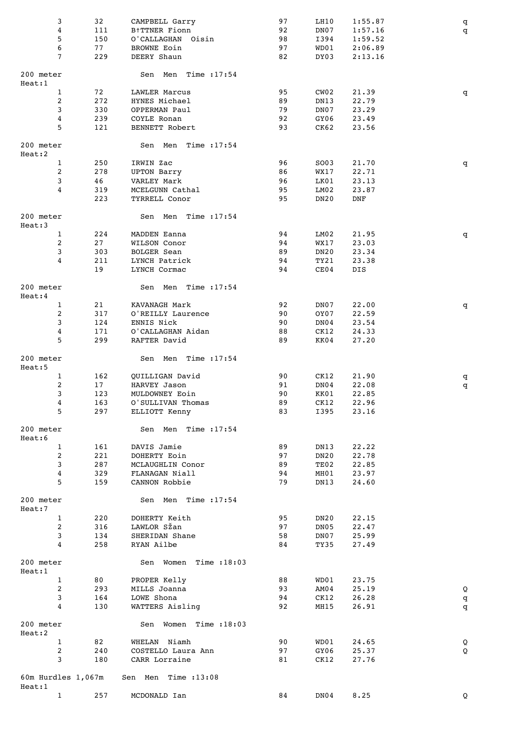| Place | No. | Name | YOB | Club | Time | Q |
|---|---|---|---|---|---|---|
| 3 | 32 | CAMPBELL Garry | 97 | LH10 | 1:55.87 | q |
| 4 | 111 | B†TTNER Fionn | 92 | DN07 | 1:57.16 | q |
| 5 | 150 | O'CALLAGHAN Oisin | 98 | I394 | 1:59.52 | |
| 6 | 77 | BROWNE Eoin | 97 | WD01 | 2:06.89 | |
| 7 | 229 | DEERY Shaun | 82 | DY03 | 2:13.16 | |

200 meter Sen Men Time :17:54
Heat:1

| Place | No. | Name | YOB | Club | Time | Q |
|---|---|---|---|---|---|---|
| 1 | 72 | LAWLER Marcus | 95 | CW02 | 21.39 | q |
| 2 | 272 | HYNES Michael | 89 | DN13 | 22.79 | |
| 3 | 330 | OPPERMAN Paul | 79 | DN07 | 23.29 | |
| 4 | 239 | COYLE Ronan | 92 | GY06 | 23.49 | |
| 5 | 121 | BENNETT Robert | 93 | CK62 | 23.56 | |

200 meter Sen Men Time :17:54
Heat:2

| Place | No. | Name | YOB | Club | Time | Q |
|---|---|---|---|---|---|---|
| 1 | 250 | IRWIN Zac | 96 | SO03 | 21.70 | q |
| 2 | 278 | UPTON Barry | 86 | WX17 | 22.71 | |
| 3 | 46 | VARLEY Mark | 96 | LK01 | 23.13 | |
| 4 | 319 | MCELGUNN Cathal | 95 | LM02 | 23.87 | |
| | 223 | TYRRELL Conor | 95 | DN20 | DNF | |

200 meter Sen Men Time :17:54
Heat:3

| Place | No. | Name | YOB | Club | Time | Q |
|---|---|---|---|---|---|---|
| 1 | 224 | MADDEN Eanna | 94 | LM02 | 21.95 | q |
| 2 | 27 | WILSON Conor | 94 | WX17 | 23.03 | |
| 3 | 303 | BOLGER Sean | 89 | DN20 | 23.34 | |
| 4 | 211 | LYNCH Patrick | 94 | TY21 | 23.38 | |
| | 19 | LYNCH Cormac | 94 | CE04 | DIS | |

200 meter Sen Men Time :17:54
Heat:4

| Place | No. | Name | YOB | Club | Time | Q |
|---|---|---|---|---|---|---|
| 1 | 21 | KAVANAGH Mark | 92 | DN07 | 22.00 | q |
| 2 | 317 | O'REILLY Laurence | 90 | OY07 | 22.59 | |
| 3 | 124 | ENNIS Nick | 90 | DN04 | 23.54 | |
| 4 | 171 | O'CALLAGHAN Aidan | 88 | CK12 | 24.33 | |
| 5 | 299 | RAFTER David | 89 | KK04 | 27.20 | |

200 meter Sen Men Time :17:54
Heat:5

| Place | No. | Name | YOB | Club | Time | Q |
|---|---|---|---|---|---|---|
| 1 | 162 | QUILLIGAN David | 90 | CK12 | 21.90 | q |
| 2 | 17 | HARVEY Jason | 91 | DN04 | 22.08 | q |
| 3 | 123 | MULDOWNEY Eoin | 90 | KK01 | 22.85 | |
| 4 | 163 | O'SULLIVAN Thomas | 89 | CK12 | 22.96 | |
| 5 | 297 | ELLIOTT Kenny | 83 | I395 | 23.16 | |

200 meter Sen Men Time :17:54
Heat:6

| Place | No. | Name | YOB | Club | Time | Q |
|---|---|---|---|---|---|---|
| 1 | 161 | DAVIS Jamie | 89 | DN13 | 22.22 | |
| 2 | 221 | DOHERTY Eoin | 97 | DN20 | 22.78 | |
| 3 | 287 | MCLAUGHLIN Conor | 89 | TE02 | 22.85 | |
| 4 | 329 | FLANAGAN Niall | 94 | MH01 | 23.97 | |
| 5 | 159 | CANNON Robbie | 79 | DN13 | 24.60 | |

200 meter Sen Men Time :17:54
Heat:7

| Place | No. | Name | YOB | Club | Time | Q |
|---|---|---|---|---|---|---|
| 1 | 220 | DOHERTY Keith | 95 | DN20 | 22.15 | |
| 2 | 316 | LAWLOR SŽan | 97 | DN05 | 22.47 | |
| 3 | 134 | SHERIDAN Shane | 58 | DN07 | 25.99 | |
| 4 | 258 | RYAN Ailbe | 84 | TY35 | 27.49 | |

200 meter Sen Women Time :18:03
Heat:1

| Place | No. | Name | YOB | Club | Time | Q |
|---|---|---|---|---|---|---|
| 1 | 80 | PROPER Kelly | 88 | WD01 | 23.75 | |
| 2 | 293 | MILLS Joanna | 93 | AM04 | 25.19 | Q |
| 3 | 164 | LOWE Shona | 94 | CK12 | 26.28 | q |
| 4 | 130 | WATTERS Aisling | 92 | MH15 | 26.91 | q |

200 meter Sen Women Time :18:03
Heat:2

| Place | No. | Name | YOB | Club | Time | Q |
|---|---|---|---|---|---|---|
| 1 | 82 | WHELAN Niamh | 90 | WD01 | 24.65 | Q |
| 2 | 240 | COSTELLO Laura Ann | 97 | GY06 | 25.37 | Q |
| 3 | 180 | CARR Lorraine | 81 | CK12 | 27.76 | |

60m Hurdles 1,067m Sen Men Time :13:08
Heat:1

| Place | No. | Name | YOB | Club | Time | Q |
|---|---|---|---|---|---|---|
| 1 | 257 | MCDONALD Ian | 84 | DN04 | 8.25 | Q |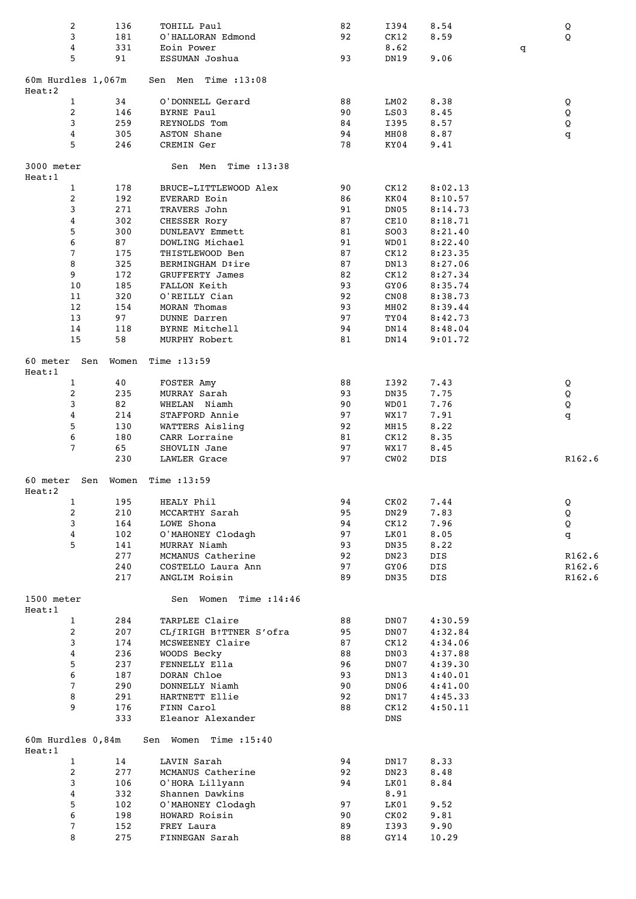| Pos | No. | Name | Year | Club | Time | | Q |
|---|---|---|---|---|---|---|---|
| 2 | 136 | TOHILL Paul | 82 | I394 | 8.54 | | Q |
| 3 | 181 | O'HALLORAN Edmond | 92 | CK12 | 8.59 | | Q |
| 4 | 331 | Eoin Power | | 8.62 | | q | |
| 5 | 91 | ESSUMAN Joshua | 93 | DN19 | 9.06 | | |

60m Hurdles 1,067m    Sen Men  Time :13:08

Heat:2

| Pos | No. | Name | Year | Club | Time | Q |
|---|---|---|---|---|---|---|
| 1 | 34 | O'DONNELL Gerard | 88 | LM02 | 8.38 | Q |
| 2 | 146 | BYRNE Paul | 90 | LS03 | 8.45 | Q |
| 3 | 259 | REYNOLDS Tom | 84 | I395 | 8.57 | Q |
| 4 | 305 | ASTON Shane | 94 | MH08 | 8.87 | q |
| 5 | 246 | CREMIN Ger | 78 | KY04 | 9.41 | |

3000 meter    Sen Men  Time :13:38

Heat:1

| Pos | No. | Name | Year | Club | Time |
|---|---|---|---|---|---|
| 1 | 178 | BRUCE-LITTLEWOOD Alex | 90 | CK12 | 8:02.13 |
| 2 | 192 | EVERARD Eoin | 86 | KK04 | 8:10.57 |
| 3 | 271 | TRAVERS John | 91 | DN05 | 8:14.73 |
| 4 | 302 | CHESSER Rory | 87 | CE10 | 8:18.71 |
| 5 | 300 | DUNLEAVY Emmett | 81 | SO03 | 8:21.40 |
| 6 | 87 | DOWLING Michael | 91 | WD01 | 8:22.40 |
| 7 | 175 | THISTLEWOOD Ben | 87 | CK12 | 8:23.35 |
| 8 | 325 | BERMINGHAM D‡ire | 87 | DN13 | 8:27.06 |
| 9 | 172 | GRUFFERTY James | 82 | CK12 | 8:27.34 |
| 10 | 185 | FALLON Keith | 93 | GY06 | 8:35.74 |
| 11 | 320 | O'REILLY Cian | 92 | CN08 | 8:38.73 |
| 12 | 154 | MORAN Thomas | 93 | MH02 | 8:39.44 |
| 13 | 97 | DUNNE Darren | 97 | TY04 | 8:42.73 |
| 14 | 118 | BYRNE Mitchell | 94 | DN14 | 8:48.04 |
| 15 | 58 | MURPHY Robert | 81 | DN14 | 9:01.72 |

60 meter  Sen  Women  Time :13:59

Heat:1

| Pos | No. | Name | Year | Club | Time | Q |
|---|---|---|---|---|---|---|
| 1 | 40 | FOSTER Amy | 88 | I392 | 7.43 | Q |
| 2 | 235 | MURRAY Sarah | 93 | DN35 | 7.75 | Q |
| 3 | 82 | WHELAN  Niamh | 90 | WD01 | 7.76 | Q |
| 4 | 214 | STAFFORD Annie | 97 | WX17 | 7.91 | q |
| 5 | 130 | WATTERS Aisling | 92 | MH15 | 8.22 | |
| 6 | 180 | CARR Lorraine | 81 | CK12 | 8.35 | |
| 7 | 65 | SHOVLIN Jane | 97 | WX17 | 8.45 | |
| | 230 | LAWLER Grace | 97 | CW02 | DIS | R162.6 |

60 meter  Sen  Women  Time :13:59

Heat:2

| Pos | No. | Name | Year | Club | Time | Q |
|---|---|---|---|---|---|---|
| 1 | 195 | HEALY Phil | 94 | CK02 | 7.44 | Q |
| 2 | 210 | MCCARTHY Sarah | 95 | DN29 | 7.83 | Q |
| 3 | 164 | LOWE Shona | 94 | CK12 | 7.96 | Q |
| 4 | 102 | O'MAHONEY Clodagh | 97 | LK01 | 8.05 | q |
| 5 | 141 | MURRAY Niamh | 93 | DN35 | 8.22 | |
| | 277 | MCMANUS Catherine | 92 | DN23 | DIS | R162.6 |
| | 240 | COSTELLO Laura Ann | 97 | GY06 | DIS | R162.6 |
| | 217 | ANGLIM Roisin | 89 | DN35 | DIS | R162.6 |

1500 meter    Sen  Women  Time :14:46

Heat:1

| Pos | No. | Name | Year | Club | Time |
|---|---|---|---|---|---|
| 1 | 284 | TARPLEE Claire | 88 | DN07 | 4:30.59 |
| 2 | 207 | CLƒIRIGH B†TTNER S'ofra | 95 | DN07 | 4:32.84 |
| 3 | 174 | MCSWEENEY Claire | 87 | CK12 | 4:34.06 |
| 4 | 236 | WOODS Becky | 88 | DN03 | 4:37.88 |
| 5 | 237 | FENNELLY Ella | 96 | DN07 | 4:39.30 |
| 6 | 187 | DORAN Chloe | 93 | DN13 | 4:40.01 |
| 7 | 290 | DONNELLY Niamh | 90 | DN06 | 4:41.00 |
| 8 | 291 | HARTNETT Ellie | 92 | DN17 | 4:45.33 |
| 9 | 176 | FINN Carol | 88 | CK12 | 4:50.11 |
| | 333 | Eleanor Alexander | | DNS | |

60m Hurdles 0,84m    Sen  Women  Time :15:40

Heat:1

| Pos | No. | Name | Year | Club | Time |
|---|---|---|---|---|---|
| 1 | 14 | LAVIN Sarah | 94 | DN17 | 8.33 |
| 2 | 277 | MCMANUS Catherine | 92 | DN23 | 8.48 |
| 3 | 106 | O'HORA Lillyann | 94 | LK01 | 8.84 |
| 4 | 332 | Shannen Dawkins | | 8.91 | |
| 5 | 102 | O'MAHONEY Clodagh | 97 | LK01 | 9.52 |
| 6 | 198 | HOWARD Roisin | 90 | CK02 | 9.81 |
| 7 | 152 | FREY Laura | 89 | I393 | 9.90 |
| 8 | 275 | FINNEGAN Sarah | 88 | GY14 | 10.29 |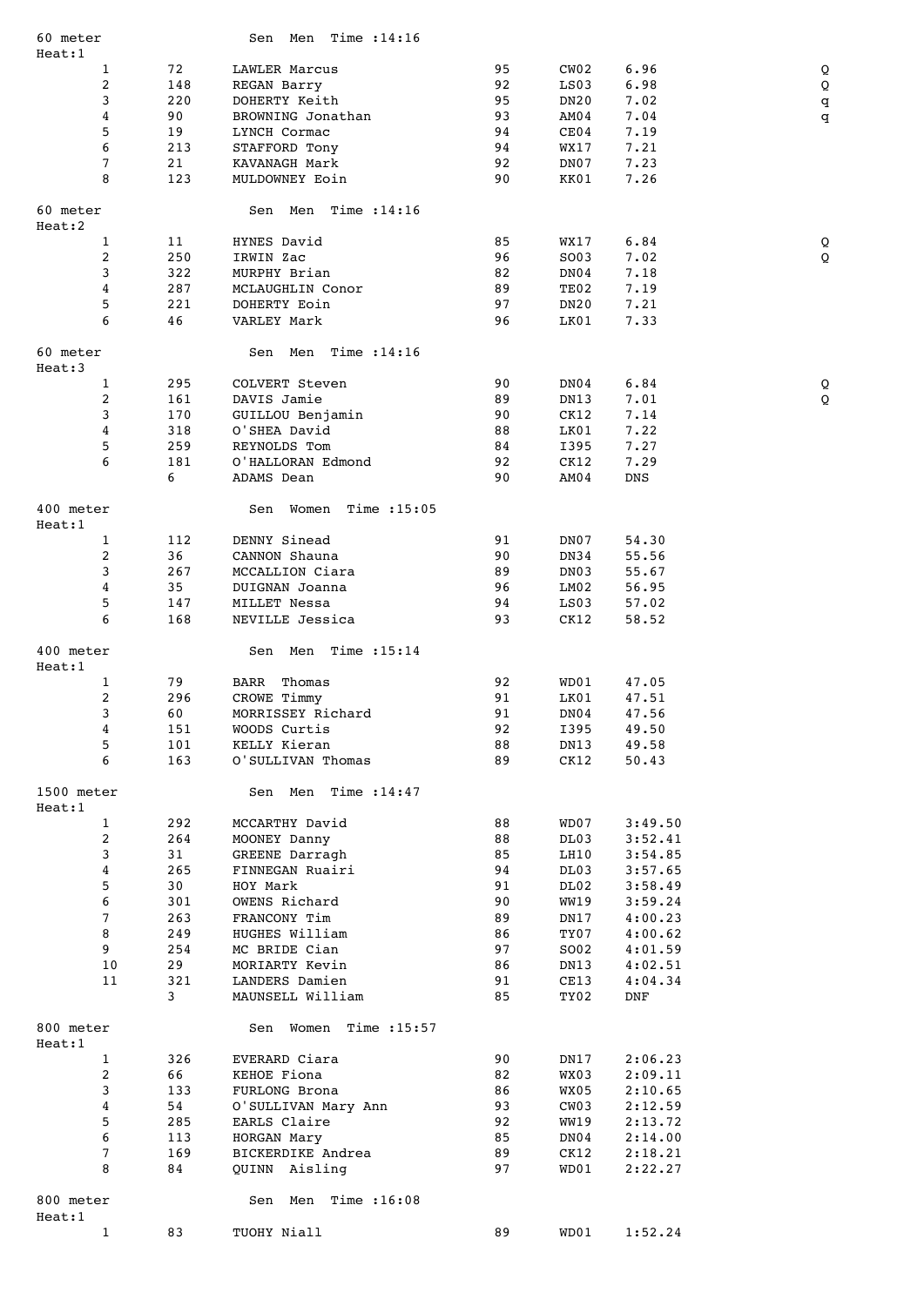## 60 meter — Sen Men — Time :14:16

Heat:1

| Place | No. | Name | Year | Club | Time | Q |
|---|---|---|---|---|---|---|
| 1 | 72 | LAWLER Marcus | 95 | CW02 | 6.96 | Q |
| 2 | 148 | REGAN Barry | 92 | LS03 | 6.98 | Q |
| 3 | 220 | DOHERTY Keith | 95 | DN20 | 7.02 | q |
| 4 | 90 | BROWNING Jonathan | 93 | AM04 | 7.04 | q |
| 5 | 19 | LYNCH Cormac | 94 | CE04 | 7.19 | |
| 6 | 213 | STAFFORD Tony | 94 | WX17 | 7.21 | |
| 7 | 21 | KAVANAGH Mark | 92 | DN07 | 7.23 | |
| 8 | 123 | MULDOWNEY Eoin | 90 | KK01 | 7.26 | |

## 60 meter — Sen Men — Time :14:16

Heat:2

| Place | No. | Name | Year | Club | Time | Q |
|---|---|---|---|---|---|---|
| 1 | 11 | HYNES David | 85 | WX17 | 6.84 | Q |
| 2 | 250 | IRWIN Zac | 96 | SO03 | 7.02 | Q |
| 3 | 322 | MURPHY Brian | 82 | DN04 | 7.18 | |
| 4 | 287 | MCLAUGHLIN Conor | 89 | TE02 | 7.19 | |
| 5 | 221 | DOHERTY Eoin | 97 | DN20 | 7.21 | |
| 6 | 46 | VARLEY Mark | 96 | LK01 | 7.33 | |

## 60 meter — Sen Men — Time :14:16

Heat:3

| Place | No. | Name | Year | Club | Time | Q |
|---|---|---|---|---|---|---|
| 1 | 295 | COLVERT Steven | 90 | DN04 | 6.84 | Q |
| 2 | 161 | DAVIS Jamie | 89 | DN13 | 7.01 | Q |
| 3 | 170 | GUILLOU Benjamin | 90 | CK12 | 7.14 | |
| 4 | 318 | O'SHEA David | 88 | LK01 | 7.22 | |
| 5 | 259 | REYNOLDS Tom | 84 | I395 | 7.27 | |
| 6 | 181 | O'HALLORAN Edmond | 92 | CK12 | 7.29 | |
| | 6 | ADAMS Dean | 90 | AM04 | DNS | |

## 400 meter — Sen Women — Time :15:05

Heat:1

| Place | No. | Name | Year | Club | Time |
|---|---|---|---|---|---|
| 1 | 112 | DENNY Sinead | 91 | DN07 | 54.30 |
| 2 | 36 | CANNON Shauna | 90 | DN34 | 55.56 |
| 3 | 267 | MCCALLION Ciara | 89 | DN03 | 55.67 |
| 4 | 35 | DUIGNAN Joanna | 96 | LM02 | 56.95 |
| 5 | 147 | MILLET Nessa | 94 | LS03 | 57.02 |
| 6 | 168 | NEVILLE Jessica | 93 | CK12 | 58.52 |

## 400 meter — Sen Men — Time :15:14

Heat:1

| Place | No. | Name | Year | Club | Time |
|---|---|---|---|---|---|
| 1 | 79 | BARR Thomas | 92 | WD01 | 47.05 |
| 2 | 296 | CROWE Timmy | 91 | LK01 | 47.51 |
| 3 | 60 | MORRISSEY Richard | 91 | DN04 | 47.56 |
| 4 | 151 | WOODS Curtis | 92 | I395 | 49.50 |
| 5 | 101 | KELLY Kieran | 88 | DN13 | 49.58 |
| 6 | 163 | O'SULLIVAN Thomas | 89 | CK12 | 50.43 |

## 1500 meter — Sen Men — Time :14:47

Heat:1

| Place | No. | Name | Year | Club | Time |
|---|---|---|---|---|---|
| 1 | 292 | MCCARTHY David | 88 | WD07 | 3:49.50 |
| 2 | 264 | MOONEY Danny | 88 | DL03 | 3:52.41 |
| 3 | 31 | GREENE Darragh | 85 | LH10 | 3:54.85 |
| 4 | 265 | FINNEGAN Ruairi | 94 | DL03 | 3:57.65 |
| 5 | 30 | HOY Mark | 91 | DL02 | 3:58.49 |
| 6 | 301 | OWENS Richard | 90 | WW19 | 3:59.24 |
| 7 | 263 | FRANCONY Tim | 89 | DN17 | 4:00.23 |
| 8 | 249 | HUGHES William | 86 | TY07 | 4:00.62 |
| 9 | 254 | MC BRIDE Cian | 97 | SO02 | 4:01.59 |
| 10 | 29 | MORIARTY Kevin | 86 | DN13 | 4:02.51 |
| 11 | 321 | LANDERS Damien | 91 | CE13 | 4:04.34 |
| | 3 | MAUNSELL William | 85 | TY02 | DNF |

## 800 meter — Sen Women — Time :15:57

Heat:1

| Place | No. | Name | Year | Club | Time |
|---|---|---|---|---|---|
| 1 | 326 | EVERARD Ciara | 90 | DN17 | 2:06.23 |
| 2 | 66 | KEHOE Fiona | 82 | WX03 | 2:09.11 |
| 3 | 133 | FURLONG Brona | 86 | WX05 | 2:10.65 |
| 4 | 54 | O'SULLIVAN Mary Ann | 93 | CW03 | 2:12.59 |
| 5 | 285 | EARLS Claire | 92 | WW19 | 2:13.72 |
| 6 | 113 | HORGAN Mary | 85 | DN04 | 2:14.00 |
| 7 | 169 | BICKERDIKE Andrea | 89 | CK12 | 2:18.21 |
| 8 | 84 | QUINN Aisling | 97 | WD01 | 2:22.27 |

## 800 meter — Sen Men — Time :16:08

Heat:1

| Place | No. | Name | Year | Club | Time |
|---|---|---|---|---|---|
| 1 | 83 | TUOHY Niall | 89 | WD01 | 1:52.24 |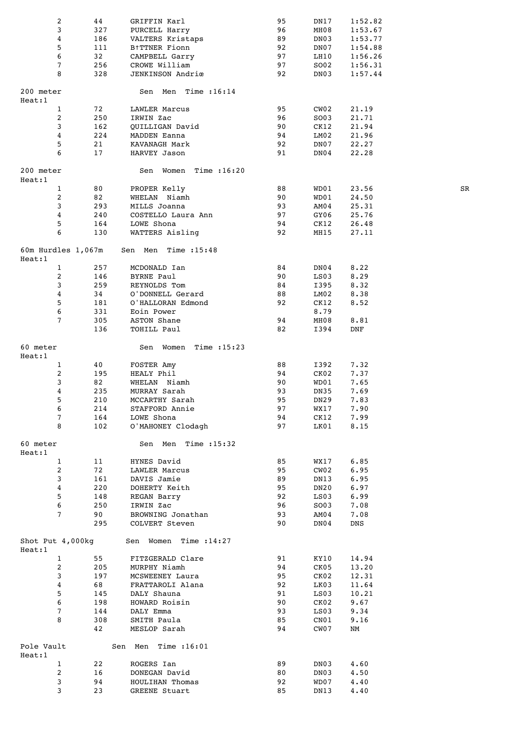| | | | | | | |
|---|---|---|---|---|---|---|
| 2 | 44 | GRIFFIN Karl | 95 | DN17 | 1:52.82 | |
| 3 | 327 | PURCELL Harry | 96 | MH08 | 1:53.67 | |
| 4 | 186 | VALTERS Kristaps | 89 | DN03 | 1:53.77 | |
| 5 | 111 | B†TTNER Fionn | 92 | DN07 | 1:54.88 | |
| 6 | 32 | CAMPBELL Garry | 97 | LH10 | 1:56.26 | |
| 7 | 256 | CROWE William | 97 | SO02 | 1:56.31 | |
| 8 | 328 | JENKINSON Andriœ | 92 | DN03 | 1:57.44 | |

200 meter — Sen Men Time :16:14

Heat:1

| | | | | | | |
|---|---|---|---|---|---|---|
| 1 | 72 | LAWLER Marcus | 95 | CW02 | 21.19 | |
| 2 | 250 | IRWIN Zac | 96 | SO03 | 21.71 | |
| 3 | 162 | QUILLIGAN David | 90 | CK12 | 21.94 | |
| 4 | 224 | MADDEN Eanna | 94 | LM02 | 21.96 | |
| 5 | 21 | KAVANAGH Mark | 92 | DN07 | 22.27 | |
| 6 | 17 | HARVEY Jason | 91 | DN04 | 22.28 | |

200 meter — Sen Women Time :16:20

Heat:1

| | | | | | | |
|---|---|---|---|---|---|---|
| 1 | 80 | PROPER Kelly | 88 | WD01 | 23.56 | SR |
| 2 | 82 | WHELAN Niamh | 90 | WD01 | 24.50 | |
| 3 | 293 | MILLS Joanna | 93 | AM04 | 25.31 | |
| 4 | 240 | COSTELLO Laura Ann | 97 | GY06 | 25.76 | |
| 5 | 164 | LOWE Shona | 94 | CK12 | 26.48 | |
| 6 | 130 | WATTERS Aisling | 92 | MH15 | 27.11 | |

60m Hurdles 1,067m — Sen Men Time :15:48

Heat:1

| | | | | | | |
|---|---|---|---|---|---|---|
| 1 | 257 | MCDONALD Ian | 84 | DN04 | 8.22 | |
| 2 | 146 | BYRNE Paul | 90 | LS03 | 8.29 | |
| 3 | 259 | REYNOLDS Tom | 84 | I395 | 8.32 | |
| 4 | 34 | O'DONNELL Gerard | 88 | LM02 | 8.38 | |
| 5 | 181 | O'HALLORAN Edmond | 92 | CK12 | 8.52 | |
| 6 | 331 | Eoin Power | | 8.79 | | |
| 7 | 305 | ASTON Shane | 94 | MH08 | 8.81 | |
| | 136 | TOHILL Paul | 82 | I394 | DNF | |

60 meter — Sen Women Time :15:23

Heat:1

| | | | | | | |
|---|---|---|---|---|---|---|
| 1 | 40 | FOSTER Amy | 88 | I392 | 7.32 | |
| 2 | 195 | HEALY Phil | 94 | CK02 | 7.37 | |
| 3 | 82 | WHELAN Niamh | 90 | WD01 | 7.65 | |
| 4 | 235 | MURRAY Sarah | 93 | DN35 | 7.69 | |
| 5 | 210 | MCCARTHY Sarah | 95 | DN29 | 7.83 | |
| 6 | 214 | STAFFORD Annie | 97 | WX17 | 7.90 | |
| 7 | 164 | LOWE Shona | 94 | CK12 | 7.99 | |
| 8 | 102 | O'MAHONEY Clodagh | 97 | LK01 | 8.15 | |

60 meter — Sen Men Time :15:32

Heat:1

| | | | | | | |
|---|---|---|---|---|---|---|
| 1 | 11 | HYNES David | 85 | WX17 | 6.85 | |
| 2 | 72 | LAWLER Marcus | 95 | CW02 | 6.95 | |
| 3 | 161 | DAVIS Jamie | 89 | DN13 | 6.95 | |
| 4 | 220 | DOHERTY Keith | 95 | DN20 | 6.97 | |
| 5 | 148 | REGAN Barry | 92 | LS03 | 6.99 | |
| 6 | 250 | IRWIN Zac | 96 | SO03 | 7.08 | |
| 7 | 90 | BROWNING Jonathan | 93 | AM04 | 7.08 | |
| | 295 | COLVERT Steven | 90 | DN04 | DNS | |

Shot Put 4,000kg — Sen Women Time :14:27

Heat:1

| | | | | | | |
|---|---|---|---|---|---|---|
| 1 | 55 | FITZGERALD Clare | 91 | KY10 | 14.94 | |
| 2 | 205 | MURPHY Niamh | 94 | CK05 | 13.20 | |
| 3 | 197 | MCSWEENEY Laura | 95 | CK02 | 12.31 | |
| 4 | 68 | FRATTAROLI Alana | 92 | LK03 | 11.64 | |
| 5 | 145 | DALY Shauna | 91 | LS03 | 10.21 | |
| 6 | 198 | HOWARD Roisin | 90 | CK02 | 9.67 | |
| 7 | 144 | DALY Emma | 93 | LS03 | 9.34 | |
| 8 | 308 | SMITH Paula | 85 | CN01 | 9.16 | |
| | 42 | MESLOP Sarah | 94 | CW07 | NM | |

Pole Vault — Sen Men Time :16:01

Heat:1

| | | | | | | |
|---|---|---|---|---|---|---|
| 1 | 22 | ROGERS Ian | 89 | DN03 | 4.60 | |
| 2 | 16 | DONEGAN David | 80 | DN03 | 4.50 | |
| 3 | 94 | HOULIHAN Thomas | 92 | WD07 | 4.40 | |
| 3 | 23 | GREENE Stuart | 85 | DN13 | 4.40 | |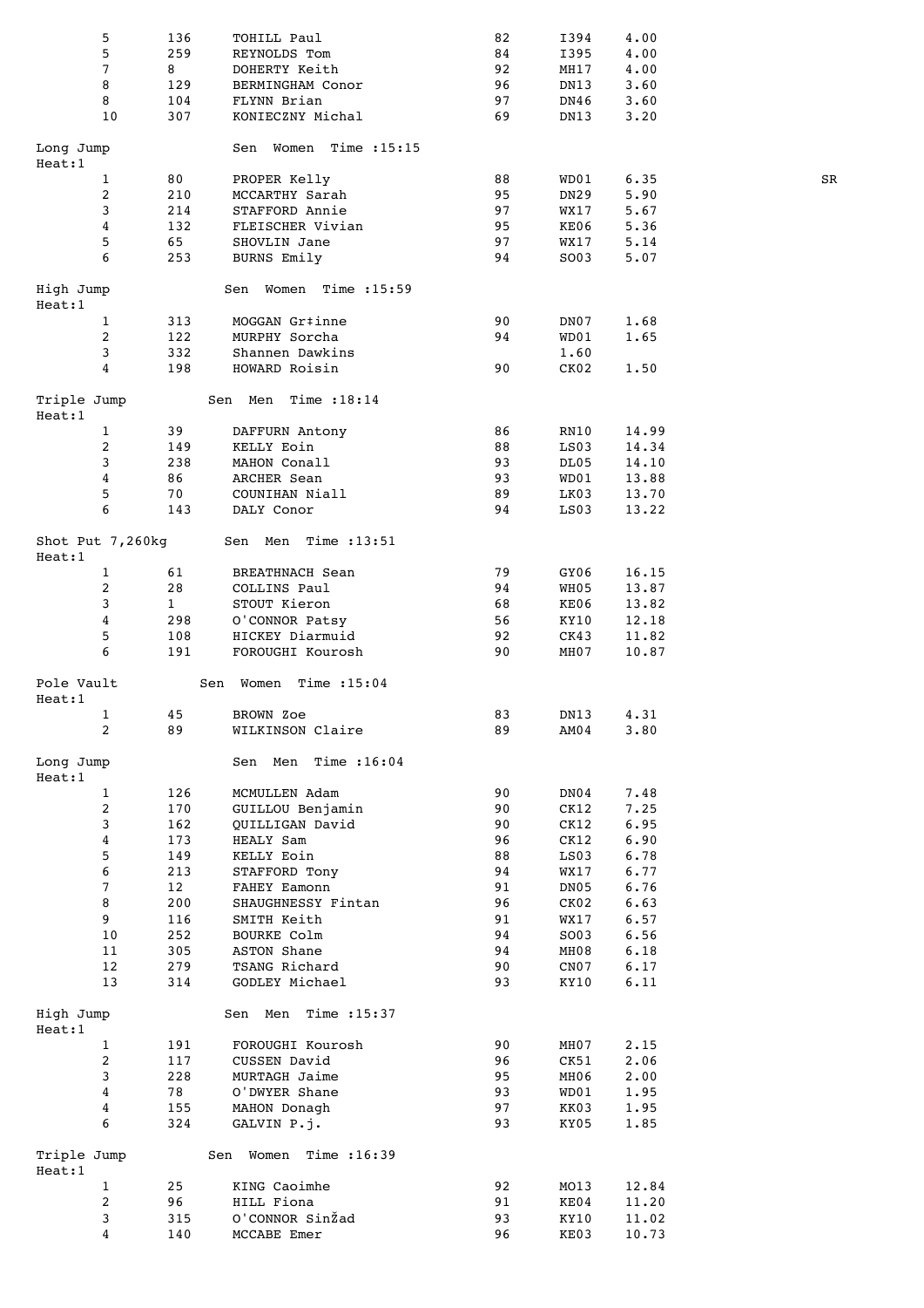| | | | | | | |
|---|---|---|---|---|---|---|
| 5 | 136 | TOHILL Paul | 82 | I394 | 4.00 | |
| 5 | 259 | REYNOLDS Tom | 84 | I395 | 4.00 | |
| 7 | 8 | DOHERTY Keith | 92 | MH17 | 4.00 | |
| 8 | 129 | BERMINGHAM Conor | 96 | DN13 | 3.60 | |
| 8 | 104 | FLYNN Brian | 97 | DN46 | 3.60 | |
| 10 | 307 | KONIECZNY Michal | 69 | DN13 | 3.20 | |

**Long Jump** Sen Women Time :15:15

Heat:1

| | | | | | | |
|---|---|---|---|---|---|---|
| 1 | 80 | PROPER Kelly | 88 | WD01 | 6.35 | SR |
| 2 | 210 | MCCARTHY Sarah | 95 | DN29 | 5.90 | |
| 3 | 214 | STAFFORD Annie | 97 | WX17 | 5.67 | |
| 4 | 132 | FLEISCHER Vivian | 95 | KE06 | 5.36 | |
| 5 | 65 | SHOVLIN Jane | 97 | WX17 | 5.14 | |
| 6 | 253 | BURNS Emily | 94 | SO03 | 5.07 | |

**High Jump** Sen Women Time :15:59

Heat:1

| | | | | | |
|---|---|---|---|---|---|
| 1 | 313 | MOGGAN Gr‡inne | 90 | DN07 | 1.68 |
| 2 | 122 | MURPHY Sorcha | 94 | WD01 | 1.65 |
| 3 | 332 | Shannen Dawkins | | 1.60 | |
| 4 | 198 | HOWARD Roisin | 90 | CK02 | 1.50 |

**Triple Jump** Sen Men Time :18:14

Heat:1

| | | | | | |
|---|---|---|---|---|---|
| 1 | 39 | DAFFURN Antony | 86 | RN10 | 14.99 |
| 2 | 149 | KELLY Eoin | 88 | LS03 | 14.34 |
| 3 | 238 | MAHON Conall | 93 | DL05 | 14.10 |
| 4 | 86 | ARCHER Sean | 93 | WD01 | 13.88 |
| 5 | 70 | COUNIHAN Niall | 89 | LK03 | 13.70 |
| 6 | 143 | DALY Conor | 94 | LS03 | 13.22 |

**Shot Put 7,260kg** Sen Men Time :13:51

Heat:1

| | | | | | |
|---|---|---|---|---|---|
| 1 | 61 | BREATHNACH Sean | 79 | GY06 | 16.15 |
| 2 | 28 | COLLINS Paul | 94 | WH05 | 13.87 |
| 3 | 1 | STOUT Kieron | 68 | KE06 | 13.82 |
| 4 | 298 | O'CONNOR Patsy | 56 | KY10 | 12.18 |
| 5 | 108 | HICKEY Diarmuid | 92 | CK43 | 11.82 |
| 6 | 191 | FOROUGHI Kourosh | 90 | MH07 | 10.87 |

**Pole Vault** Sen Women Time :15:04

Heat:1

| | | | | | |
|---|---|---|---|---|---|
| 1 | 45 | BROWN Zoe | 83 | DN13 | 4.31 |
| 2 | 89 | WILKINSON Claire | 89 | AM04 | 3.80 |

**Long Jump** Sen Men Time :16:04

Heat:1

| | | | | | |
|---|---|---|---|---|---|
| 1 | 126 | MCMULLEN Adam | 90 | DN04 | 7.48 |
| 2 | 170 | GUILLOU Benjamin | 90 | CK12 | 7.25 |
| 3 | 162 | QUILLIGAN David | 90 | CK12 | 6.95 |
| 4 | 173 | HEALY Sam | 96 | CK12 | 6.90 |
| 5 | 149 | KELLY Eoin | 88 | LS03 | 6.78 |
| 6 | 213 | STAFFORD Tony | 94 | WX17 | 6.77 |
| 7 | 12 | FAHEY Eamonn | 91 | DN05 | 6.76 |
| 8 | 200 | SHAUGHNESSY Fintan | 96 | CK02 | 6.63 |
| 9 | 116 | SMITH Keith | 91 | WX17 | 6.57 |
| 10 | 252 | BOURKE Colm | 94 | SO03 | 6.56 |
| 11 | 305 | ASTON Shane | 94 | MH08 | 6.18 |
| 12 | 279 | TSANG Richard | 90 | CN07 | 6.17 |
| 13 | 314 | GODLEY Michael | 93 | KY10 | 6.11 |

**High Jump** Sen Men Time :15:37

Heat:1

| | | | | | |
|---|---|---|---|---|---|
| 1 | 191 | FOROUGHI Kourosh | 90 | MH07 | 2.15 |
| 2 | 117 | CUSSEN David | 96 | CK51 | 2.06 |
| 3 | 228 | MURTAGH Jaime | 95 | MH06 | 2.00 |
| 4 | 78 | O'DWYER Shane | 93 | WD01 | 1.95 |
| 4 | 155 | MAHON Donagh | 97 | KK03 | 1.95 |
| 6 | 324 | GALVIN P.j. | 93 | KY05 | 1.85 |

**Triple Jump** Sen Women Time :16:39

Heat:1

| | | | | | |
|---|---|---|---|---|---|
| 1 | 25 | KING Caoimhe | 92 | MO13 | 12.84 |
| 2 | 96 | HILL Fiona | 91 | KE04 | 11.20 |
| 3 | 315 | O'CONNOR SinŽad | 93 | KY10 | 11.02 |
| 4 | 140 | MCCABE Emer | 96 | KE03 | 10.73 |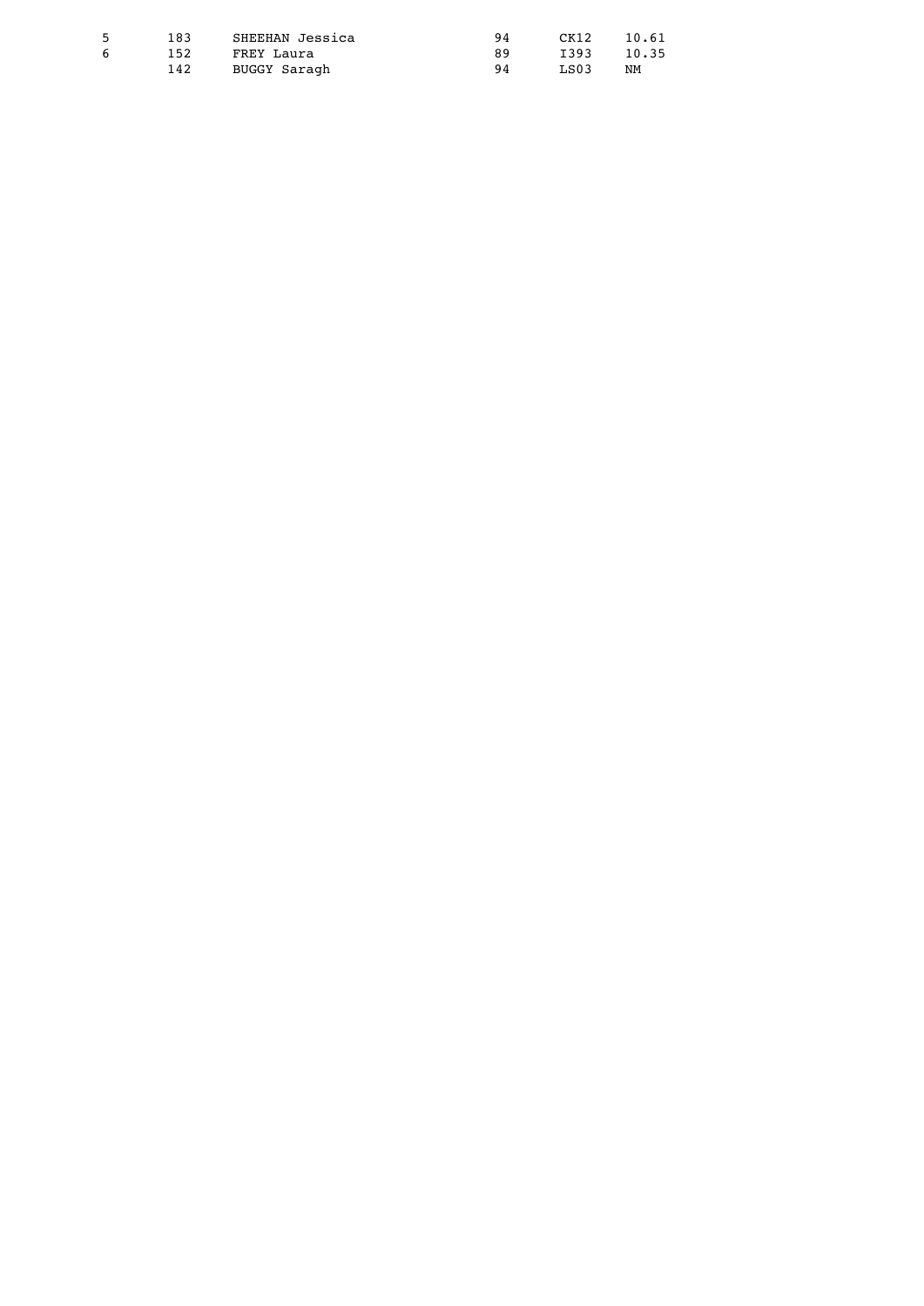| | | | | | |
|---|---|---|---|---|---|
| 5 | 183 | SHEEHAN Jessica | 94 | CK12 | 10.61 |
| 6 | 152 | FREY Laura | 89 | I393 | 10.35 |
| | 142 | BUGGY Saragh | 94 | LS03 | NM |